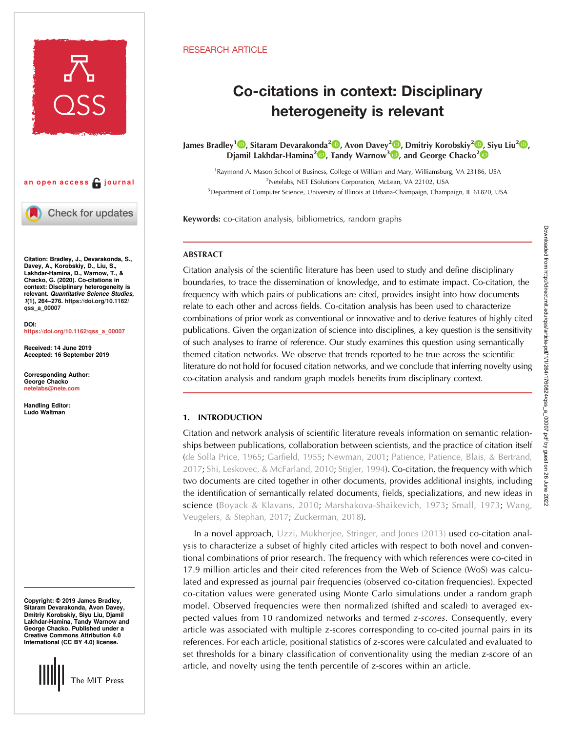RESEARCH ARTICLE

# Co-citations in context: Disciplinary heterogeneity is relevant

James Bradley[1], Sitaram Devarakonda[2], Avon Davey[2], Dmitriy Korobskiy[2], Siyu Liu[2], Djamil Lakhdar-Hamina[2], Tandy Warnow[3], and George Chacko[2]

[1]Raymond A. Mason School of Business, College of William and Mary, Williamsburg, VA 23186, USA
[2]Netelabs, NET ESolutions Corporation, McLean, VA 22102, USA
[3]Department of Computer Science, University of Illinois at Urbana-Champaign, Champaign, IL 61820, USA

**Keywords:** co-citation analysis, bibliometrics, random graphs

an open access journal

**Citation:** Bradley, J., Devarakonda, S., Davey, A., Korobskiy, D., Liu, S., Lakhdar-Hamina, D., Warnow, T., & Chacko, G. (2020). Co-citations in context: Disciplinary heterogeneity is relevant. *Quantitative Science Studies*, *1*(1), 264–276. https://doi.org/10.1162/qss_a_00007

**DOI:** https://doi.org/10.1162/qss_a_00007

**Received:** 14 June 2019
**Accepted:** 16 September 2019

**Corresponding Author:** George Chacko netelabs@nete.com

**Handling Editor:** Ludo Waltman

**Copyright:** © 2019 James Bradley, Sitaram Devarakonda, Avon Davey, Dmitriy Korobskiy, Siyu Liu, Djamil Lakhdar-Hamina, Tandy Warnow and George Chacko. Published under a Creative Commons Attribution 4.0 International (CC BY 4.0) license.

## ABSTRACT

Citation analysis of the scientific literature has been used to study and define disciplinary boundaries, to trace the dissemination of knowledge, and to estimate impact. Co-citation, the frequency with which pairs of publications are cited, provides insight into how documents relate to each other and across fields. Co-citation analysis has been used to characterize combinations of prior work as conventional or innovative and to derive features of highly cited publications. Given the organization of science into disciplines, a key question is the sensitivity of such analyses to frame of reference. Our study examines this question using semantically themed citation networks. We observe that trends reported to be true across the scientific literature do not hold for focused citation networks, and we conclude that inferring novelty using co-citation analysis and random graph models benefits from disciplinary context.

## 1. INTRODUCTION

Citation and network analysis of scientific literature reveals information on semantic relationships between publications, collaboration between scientists, and the practice of citation itself (de Solla Price, 1965; Garfield, 1955; Newman, 2001; Patience, Patience, Blais, & Bertrand, 2017; Shi, Leskovec, & McFarland, 2010; Stigler, 1994). Co-citation, the frequency with which two documents are cited together in other documents, provides additional insights, including the identification of semantically related documents, fields, specializations, and new ideas in science (Boyack & Klavans, 2010; Marshakova-Shaikevich, 1973; Small, 1973; Wang, Veugelers, & Stephan, 2017; Zuckerman, 2018).

In a novel approach, Uzzi, Mukherjee, Stringer, and Jones (2013) used co-citation analysis to characterize a subset of highly cited articles with respect to both novel and conventional combinations of prior research. The frequency with which references were co-cited in 17.9 million articles and their cited references from the Web of Science (WoS) was calculated and expressed as journal pair frequencies (observed co-citation frequencies). Expected co-citation values were generated using Monte Carlo simulations under a random graph model. Observed frequencies were then normalized (shifted and scaled) to averaged expected values from 10 randomized networks and termed *z-scores*. Consequently, every article was associated with multiple z-scores corresponding to co-cited journal pairs in its references. For each article, positional statistics of z-scores were calculated and evaluated to set thresholds for a binary classification of conventionality using the median z-score of an article, and novelty using the tenth percentile of z-scores within an article.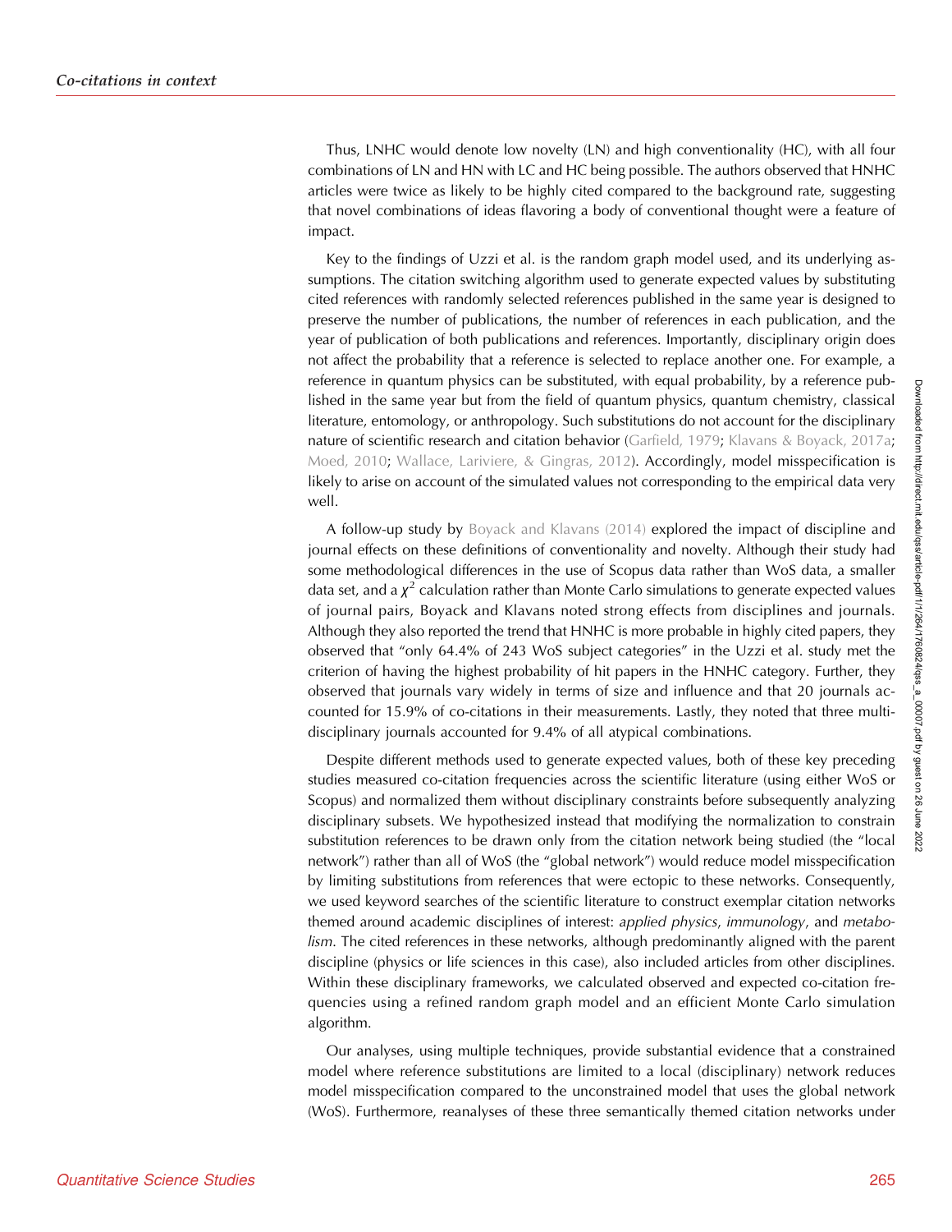Thus, LNHC would denote low novelty (LN) and high conventionality (HC), with all four combinations of LN and HN with LC and HC being possible. The authors observed that HNHC articles were twice as likely to be highly cited compared to the background rate, suggesting that novel combinations of ideas flavoring a body of conventional thought were a feature of impact.

Key to the findings of Uzzi et al. is the random graph model used, and its underlying assumptions. The citation switching algorithm used to generate expected values by substituting cited references with randomly selected references published in the same year is designed to preserve the number of publications, the number of references in each publication, and the year of publication of both publications and references. Importantly, disciplinary origin does not affect the probability that a reference is selected to replace another one. For example, a reference in quantum physics can be substituted, with equal probability, by a reference published in the same year but from the field of quantum physics, quantum chemistry, classical literature, entomology, or anthropology. Such substitutions do not account for the disciplinary nature of scientific research and citation behavior (Garfield, 1979; Klavans & Boyack, 2017a; Moed, 2010; Wallace, Lariviere, & Gingras, 2012). Accordingly, model misspecification is likely to arise on account of the simulated values not corresponding to the empirical data very well.

A follow-up study by Boyack and Klavans (2014) explored the impact of discipline and journal effects on these definitions of conventionality and novelty. Although their study had some methodological differences in the use of Scopus data rather than WoS data, a smaller data set, and a $\chi^2$ calculation rather than Monte Carlo simulations to generate expected values of journal pairs, Boyack and Klavans noted strong effects from disciplines and journals. Although they also reported the trend that HNHC is more probable in highly cited papers, they observed that "only 64.4% of 243 WoS subject categories" in the Uzzi et al. study met the criterion of having the highest probability of hit papers in the HNHC category. Further, they observed that journals vary widely in terms of size and influence and that 20 journals accounted for 15.9% of co-citations in their measurements. Lastly, they noted that three multidisciplinary journals accounted for 9.4% of all atypical combinations.

Despite different methods used to generate expected values, both of these key preceding studies measured co-citation frequencies across the scientific literature (using either WoS or Scopus) and normalized them without disciplinary constraints before subsequently analyzing disciplinary subsets. We hypothesized instead that modifying the normalization to constrain substitution references to be drawn only from the citation network being studied (the "local network") rather than all of WoS (the "global network") would reduce model misspecification by limiting substitutions from references that were ectopic to these networks. Consequently, we used keyword searches of the scientific literature to construct exemplar citation networks themed around academic disciplines of interest: *applied physics*, *immunology*, and *metabolism*. The cited references in these networks, although predominantly aligned with the parent discipline (physics or life sciences in this case), also included articles from other disciplines. Within these disciplinary frameworks, we calculated observed and expected co-citation frequencies using a refined random graph model and an efficient Monte Carlo simulation algorithm.

Our analyses, using multiple techniques, provide substantial evidence that a constrained model where reference substitutions are limited to a local (disciplinary) network reduces model misspecification compared to the unconstrained model that uses the global network (WoS). Furthermore, reanalyses of these three semantically themed citation networks under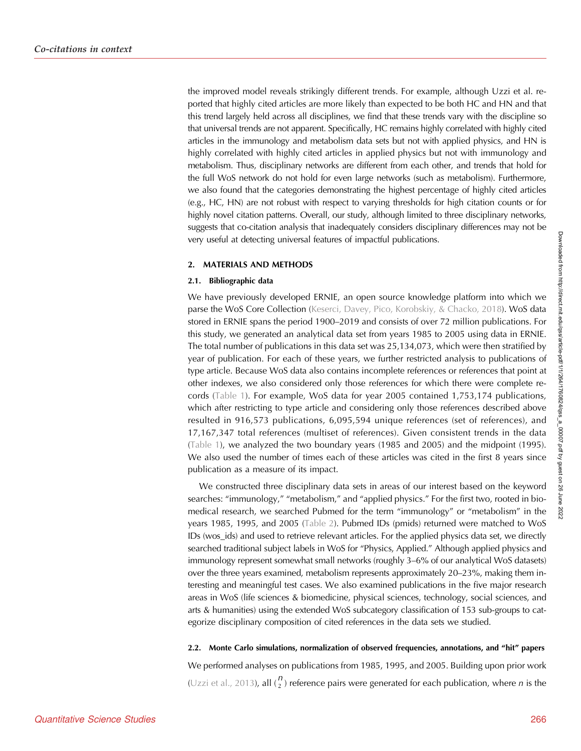the improved model reveals strikingly different trends. For example, although Uzzi et al. reported that highly cited articles are more likely than expected to be both HC and HN and that this trend largely held across all disciplines, we find that these trends vary with the discipline so that universal trends are not apparent. Specifically, HC remains highly correlated with highly cited articles in the immunology and metabolism data sets but not with applied physics, and HN is highly correlated with highly cited articles in applied physics but not with immunology and metabolism. Thus, disciplinary networks are different from each other, and trends that hold for the full WoS network do not hold for even large networks (such as metabolism). Furthermore, we also found that the categories demonstrating the highest percentage of highly cited articles (e.g., HC, HN) are not robust with respect to varying thresholds for high citation counts or for highly novel citation patterns. Overall, our study, although limited to three disciplinary networks, suggests that co-citation analysis that inadequately considers disciplinary differences may not be very useful at detecting universal features of impactful publications.

## 2. MATERIALS AND METHODS

### 2.1. Bibliographic data

We have previously developed ERNIE, an open source knowledge platform into which we parse the WoS Core Collection (Keserci, Davey, Pico, Korobskiy, & Chacko, 2018). WoS data stored in ERNIE spans the period 1900–2019 and consists of over 72 million publications. For this study, we generated an analytical data set from years 1985 to 2005 using data in ERNIE. The total number of publications in this data set was 25,134,073, which were then stratified by year of publication. For each of these years, we further restricted analysis to publications of type article. Because WoS data also contains incomplete references or references that point at other indexes, we also considered only those references for which there were complete records (Table 1). For example, WoS data for year 2005 contained 1,753,174 publications, which after restricting to type article and considering only those references described above resulted in 916,573 publications, 6,095,594 unique references (set of references), and 17,167,347 total references (multiset of references). Given consistent trends in the data (Table 1), we analyzed the two boundary years (1985 and 2005) and the midpoint (1995). We also used the number of times each of these articles was cited in the first 8 years since publication as a measure of its impact.

We constructed three disciplinary data sets in areas of our interest based on the keyword searches: "immunology," "metabolism," and "applied physics." For the first two, rooted in biomedical research, we searched Pubmed for the term "immunology" or "metabolism" in the years 1985, 1995, and 2005 (Table 2). Pubmed IDs (pmids) returned were matched to WoS IDs (wos_ids) and used to retrieve relevant articles. For the applied physics data set, we directly searched traditional subject labels in WoS for "Physics, Applied." Although applied physics and immunology represent somewhat small networks (roughly 3–6% of our analytical WoS datasets) over the three years examined, metabolism represents approximately 20–23%, making them interesting and meaningful test cases. We also examined publications in the five major research areas in WoS (life sciences & biomedicine, physical sciences, technology, social sciences, and arts & humanities) using the extended WoS subcategory classification of 153 sub-groups to categorize disciplinary composition of cited references in the data sets we studied.

### 2.2. Monte Carlo simulations, normalization of observed frequencies, annotations, and "hit" papers

We performed analyses on publications from 1985, 1995, and 2005. Building upon prior work (Uzzi et al., 2013), all $\binom{n}{2}$ reference pairs were generated for each publication, where $n$ is the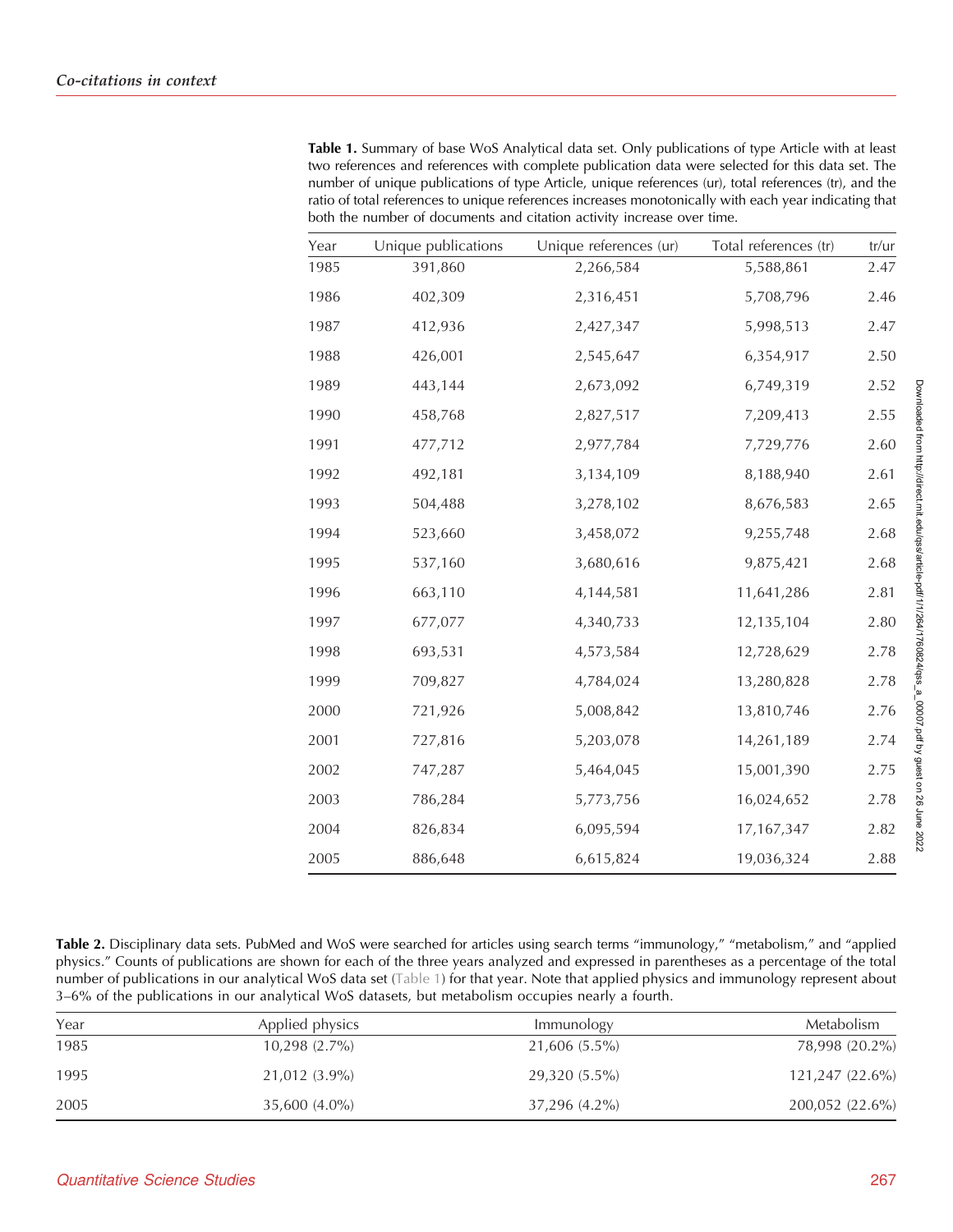**Table 1.** Summary of base WoS Analytical data set. Only publications of type Article with at least two references and references with complete publication data were selected for this data set. The number of unique publications of type Article, unique references (ur), total references (tr), and the ratio of total references to unique references increases monotonically with each year indicating that both the number of documents and citation activity increase over time.

| Year | Unique publications | Unique references (ur) | Total references (tr) | tr/ur |
|---|---|---|---|---|
| 1985 | 391,860 | 2,266,584 | 5,588,861 | 2.47 |
| 1986 | 402,309 | 2,316,451 | 5,708,796 | 2.46 |
| 1987 | 412,936 | 2,427,347 | 5,998,513 | 2.47 |
| 1988 | 426,001 | 2,545,647 | 6,354,917 | 2.50 |
| 1989 | 443,144 | 2,673,092 | 6,749,319 | 2.52 |
| 1990 | 458,768 | 2,827,517 | 7,209,413 | 2.55 |
| 1991 | 477,712 | 2,977,784 | 7,729,776 | 2.60 |
| 1992 | 492,181 | 3,134,109 | 8,188,940 | 2.61 |
| 1993 | 504,488 | 3,278,102 | 8,676,583 | 2.65 |
| 1994 | 523,660 | 3,458,072 | 9,255,748 | 2.68 |
| 1995 | 537,160 | 3,680,616 | 9,875,421 | 2.68 |
| 1996 | 663,110 | 4,144,581 | 11,641,286 | 2.81 |
| 1997 | 677,077 | 4,340,733 | 12,135,104 | 2.80 |
| 1998 | 693,531 | 4,573,584 | 12,728,629 | 2.78 |
| 1999 | 709,827 | 4,784,024 | 13,280,828 | 2.78 |
| 2000 | 721,926 | 5,008,842 | 13,810,746 | 2.76 |
| 2001 | 727,816 | 5,203,078 | 14,261,189 | 2.74 |
| 2002 | 747,287 | 5,464,045 | 15,001,390 | 2.75 |
| 2003 | 786,284 | 5,773,756 | 16,024,652 | 2.78 |
| 2004 | 826,834 | 6,095,594 | 17,167,347 | 2.82 |
| 2005 | 886,648 | 6,615,824 | 19,036,324 | 2.88 |

**Table 2.** Disciplinary data sets. PubMed and WoS were searched for articles using search terms "immunology," "metabolism," and "applied physics." Counts of publications are shown for each of the three years analyzed and expressed in parentheses as a percentage of the total number of publications in our analytical WoS data set (Table 1) for that year. Note that applied physics and immunology represent about 3–6% of the publications in our analytical WoS datasets, but metabolism occupies nearly a fourth.

| Year | Applied physics | Immunology | Metabolism |
|---|---|---|---|
| 1985 | 10,298 (2.7%) | 21,606 (5.5%) | 78,998 (20.2%) |
| 1995 | 21,012 (3.9%) | 29,320 (5.5%) | 121,247 (22.6%) |
| 2005 | 35,600 (4.0%) | 37,296 (4.2%) | 200,052 (22.6%) |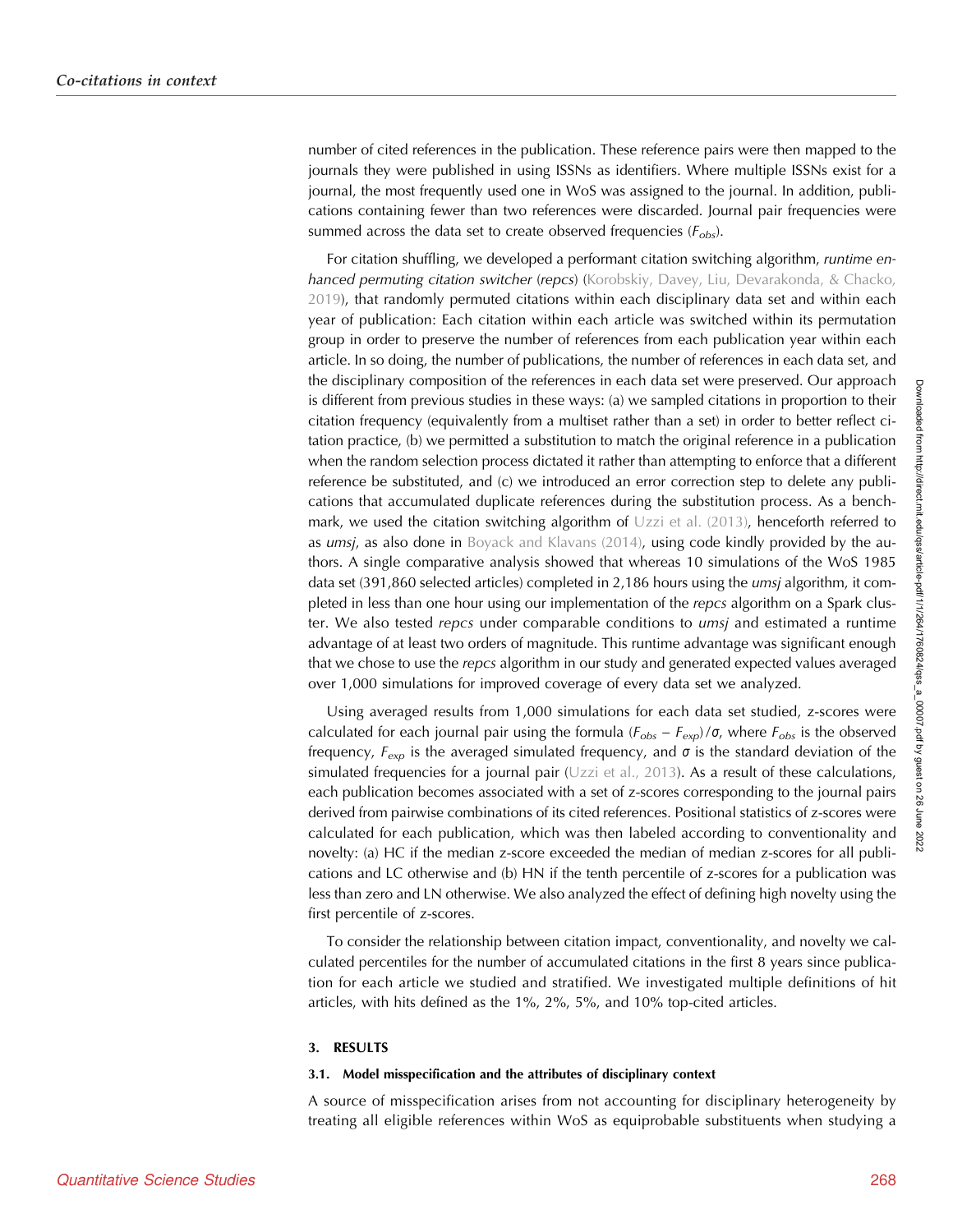number of cited references in the publication. These reference pairs were then mapped to the journals they were published in using ISSNs as identifiers. Where multiple ISSNs exist for a journal, the most frequently used one in WoS was assigned to the journal. In addition, publications containing fewer than two references were discarded. Journal pair frequencies were summed across the data set to create observed frequencies ($F_{obs}$).

For citation shuffling, we developed a performant citation switching algorithm, *runtime enhanced permuting citation switcher* (*repcs*) (Korobskiy, Davey, Liu, Devarakonda, & Chacko, 2019), that randomly permuted citations within each disciplinary data set and within each year of publication: Each citation within each article was switched within its permutation group in order to preserve the number of references from each publication year within each article. In so doing, the number of publications, the number of references in each data set, and the disciplinary composition of the references in each data set were preserved. Our approach is different from previous studies in these ways: (a) we sampled citations in proportion to their citation frequency (equivalently from a multiset rather than a set) in order to better reflect citation practice, (b) we permitted a substitution to match the original reference in a publication when the random selection process dictated it rather than attempting to enforce that a different reference be substituted, and (c) we introduced an error correction step to delete any publications that accumulated duplicate references during the substitution process. As a benchmark, we used the citation switching algorithm of Uzzi et al. (2013), henceforth referred to as *umsj*, as also done in Boyack and Klavans (2014), using code kindly provided by the authors. A single comparative analysis showed that whereas 10 simulations of the WoS 1985 data set (391,860 selected articles) completed in 2,186 hours using the *umsj* algorithm, it completed in less than one hour using our implementation of the *repcs* algorithm on a Spark cluster. We also tested *repcs* under comparable conditions to *umsj* and estimated a runtime advantage of at least two orders of magnitude. This runtime advantage was significant enough that we chose to use the *repcs* algorithm in our study and generated expected values averaged over 1,000 simulations for improved coverage of every data set we analyzed.

Using averaged results from 1,000 simulations for each data set studied, z-scores were calculated for each journal pair using the formula $(F_{obs} - F_{exp})/\sigma$, where $F_{obs}$ is the observed frequency, $F_{exp}$ is the averaged simulated frequency, and $\sigma$ is the standard deviation of the simulated frequencies for a journal pair (Uzzi et al., 2013). As a result of these calculations, each publication becomes associated with a set of z-scores corresponding to the journal pairs derived from pairwise combinations of its cited references. Positional statistics of z-scores were calculated for each publication, which was then labeled according to conventionality and novelty: (a) HC if the median z-score exceeded the median of median z-scores for all publications and LC otherwise and (b) HN if the tenth percentile of z-scores for a publication was less than zero and LN otherwise. We also analyzed the effect of defining high novelty using the first percentile of z-scores.

To consider the relationship between citation impact, conventionality, and novelty we calculated percentiles for the number of accumulated citations in the first 8 years since publication for each article we studied and stratified. We investigated multiple definitions of hit articles, with hits defined as the 1%, 2%, 5%, and 10% top-cited articles.

## 3. RESULTS

### 3.1. Model misspecification and the attributes of disciplinary context

A source of misspecification arises from not accounting for disciplinary heterogeneity by treating all eligible references within WoS as equiprobable substituents when studying a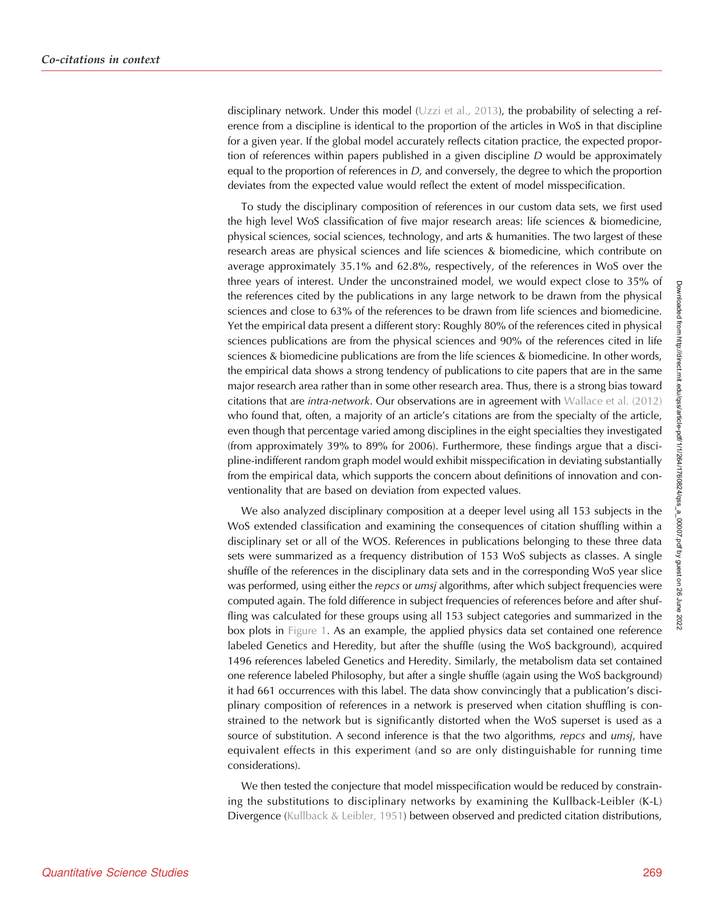disciplinary network. Under this model (Uzzi et al., 2013), the probability of selecting a reference from a discipline is identical to the proportion of the articles in WoS in that discipline for a given year. If the global model accurately reflects citation practice, the expected proportion of references within papers published in a given discipline *D* would be approximately equal to the proportion of references in *D*, and conversely, the degree to which the proportion deviates from the expected value would reflect the extent of model misspecification.

To study the disciplinary composition of references in our custom data sets, we first used the high level WoS classification of five major research areas: life sciences & biomedicine, physical sciences, social sciences, technology, and arts & humanities. The two largest of these research areas are physical sciences and life sciences & biomedicine, which contribute on average approximately 35.1% and 62.8%, respectively, of the references in WoS over the three years of interest. Under the unconstrained model, we would expect close to 35% of the references cited by the publications in any large network to be drawn from the physical sciences and close to 63% of the references to be drawn from life sciences and biomedicine. Yet the empirical data present a different story: Roughly 80% of the references cited in physical sciences publications are from the physical sciences and 90% of the references cited in life sciences & biomedicine publications are from the life sciences & biomedicine. In other words, the empirical data shows a strong tendency of publications to cite papers that are in the same major research area rather than in some other research area. Thus, there is a strong bias toward citations that are *intra-network*. Our observations are in agreement with Wallace et al. (2012) who found that, often, a majority of an article's citations are from the specialty of the article, even though that percentage varied among disciplines in the eight specialties they investigated (from approximately 39% to 89% for 2006). Furthermore, these findings argue that a discipline-indifferent random graph model would exhibit misspecification in deviating substantially from the empirical data, which supports the concern about definitions of innovation and conventionality that are based on deviation from expected values.

We also analyzed disciplinary composition at a deeper level using all 153 subjects in the WoS extended classification and examining the consequences of citation shuffling within a disciplinary set or all of the WOS. References in publications belonging to these three data sets were summarized as a frequency distribution of 153 WoS subjects as classes. A single shuffle of the references in the disciplinary data sets and in the corresponding WoS year slice was performed, using either the *repcs* or *umsj* algorithms, after which subject frequencies were computed again. The fold difference in subject frequencies of references before and after shuffling was calculated for these groups using all 153 subject categories and summarized in the box plots in Figure 1. As an example, the applied physics data set contained one reference labeled Genetics and Heredity, but after the shuffle (using the WoS background), acquired 1496 references labeled Genetics and Heredity. Similarly, the metabolism data set contained one reference labeled Philosophy, but after a single shuffle (again using the WoS background) it had 661 occurrences with this label. The data show convincingly that a publication's disciplinary composition of references in a network is preserved when citation shuffling is constrained to the network but is significantly distorted when the WoS superset is used as a source of substitution. A second inference is that the two algorithms, *repcs* and *umsj*, have equivalent effects in this experiment (and so are only distinguishable for running time considerations).

We then tested the conjecture that model misspecification would be reduced by constraining the substitutions to disciplinary networks by examining the Kullback-Leibler (K-L) Divergence (Kullback & Leibler, 1951) between observed and predicted citation distributions,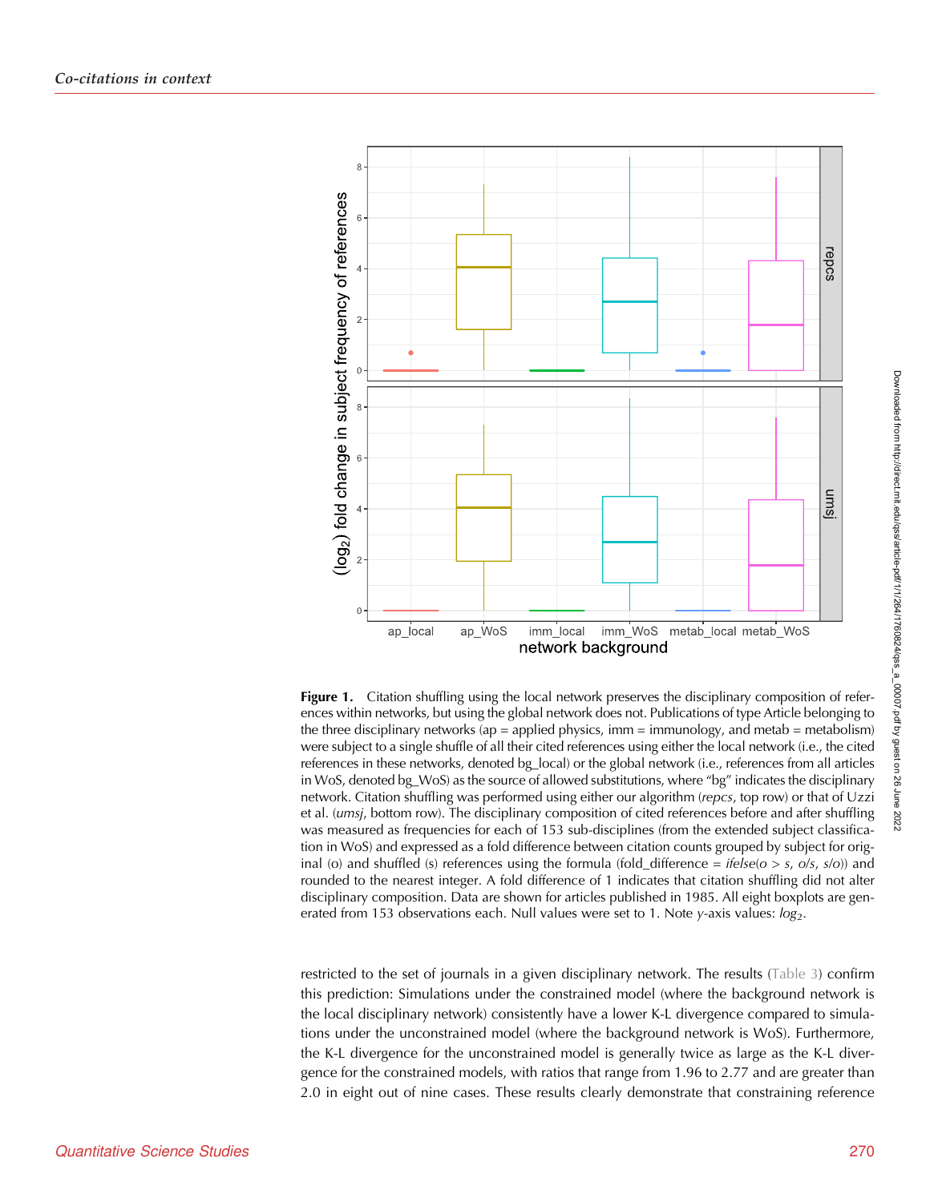**Figure 1.** Citation shuffling using the local network preserves the disciplinary composition of references within networks, but using the global network does not. Publications of type Article belonging to the three disciplinary networks (ap = applied physics, imm = immunology, and metab = metabolism) were subject to a single shuffle of all their cited references using either the local network (i.e., the cited references in these networks, denoted bg_local) or the global network (i.e., references from all articles in WoS, denoted bg_WoS) as the source of allowed substitutions, where "bg" indicates the disciplinary network. Citation shuffling was performed using either our algorithm (*repcs*, top row) or that of Uzzi et al. (*umsj*, bottom row). The disciplinary composition of cited references before and after shuffling was measured as frequencies for each of 153 sub-disciplines (from the extended subject classification in WoS) and expressed as a fold difference between citation counts grouped by subject for original (o) and shuffled (s) references using the formula (fold_difference = *ifelse*(*o* > *s*, *o*/*s*, *s*/*o*)) and rounded to the nearest integer. A fold difference of 1 indicates that citation shuffling did not alter disciplinary composition. Data are shown for articles published in 1985. All eight boxplots are generated from 153 observations each. Null values were set to 1. Note *y*-axis values: $log_2$.

restricted to the set of journals in a given disciplinary network. The results (Table 3) confirm this prediction: Simulations under the constrained model (where the background network is the local disciplinary network) consistently have a lower K-L divergence compared to simulations under the unconstrained model (where the background network is WoS). Furthermore, the K-L divergence for the unconstrained model is generally twice as large as the K-L divergence for the constrained models, with ratios that range from 1.96 to 2.77 and are greater than 2.0 in eight out of nine cases. These results clearly demonstrate that constraining reference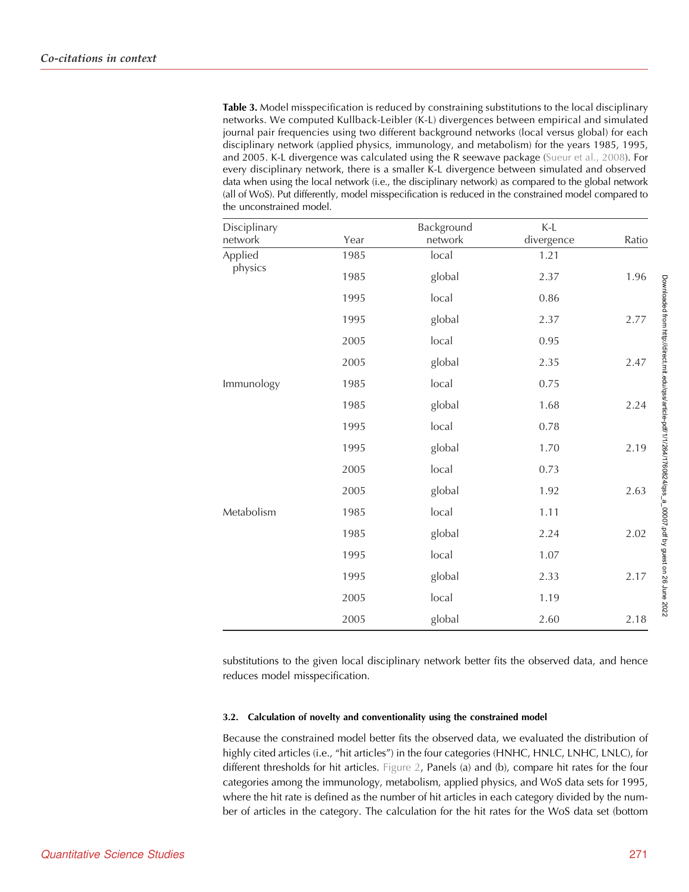**Table 3.** Model misspecification is reduced by constraining substitutions to the local disciplinary networks. We computed Kullback-Leibler (K-L) divergences between empirical and simulated journal pair frequencies using two different background networks (local versus global) for each disciplinary network (applied physics, immunology, and metabolism) for the years 1985, 1995, and 2005. K-L divergence was calculated using the R seewave package (Sueur et al., 2008). For every disciplinary network, there is a smaller K-L divergence between simulated and observed data when using the local network (i.e., the disciplinary network) as compared to the global network (all of WoS). Put differently, model misspecification is reduced in the constrained model compared to the unconstrained model.

| Disciplinary network | Year | Background network | K-L divergence | Ratio |
|---|---|---|---|---|
| Applied physics | 1985 | local | 1.21 | |
| | 1985 | global | 2.37 | 1.96 |
| | 1995 | local | 0.86 | |
| | 1995 | global | 2.37 | 2.77 |
| | 2005 | local | 0.95 | |
| | 2005 | global | 2.35 | 2.47 |
| Immunology | 1985 | local | 0.75 | |
| | 1985 | global | 1.68 | 2.24 |
| | 1995 | local | 0.78 | |
| | 1995 | global | 1.70 | 2.19 |
| | 2005 | local | 0.73 | |
| | 2005 | global | 1.92 | 2.63 |
| Metabolism | 1985 | local | 1.11 | |
| | 1985 | global | 2.24 | 2.02 |
| | 1995 | local | 1.07 | |
| | 1995 | global | 2.33 | 2.17 |
| | 2005 | local | 1.19 | |
| | 2005 | global | 2.60 | 2.18 |

substitutions to the given local disciplinary network better fits the observed data, and hence reduces model misspecification.

#### 3.2. Calculation of novelty and conventionality using the constrained model

Because the constrained model better fits the observed data, we evaluated the distribution of highly cited articles (i.e., "hit articles") in the four categories (HNHC, HNLC, LNHC, LNLC), for different thresholds for hit articles. Figure 2, Panels (a) and (b), compare hit rates for the four categories among the immunology, metabolism, applied physics, and WoS data sets for 1995, where the hit rate is defined as the number of hit articles in each category divided by the number of articles in the category. The calculation for the hit rates for the WoS data set (bottom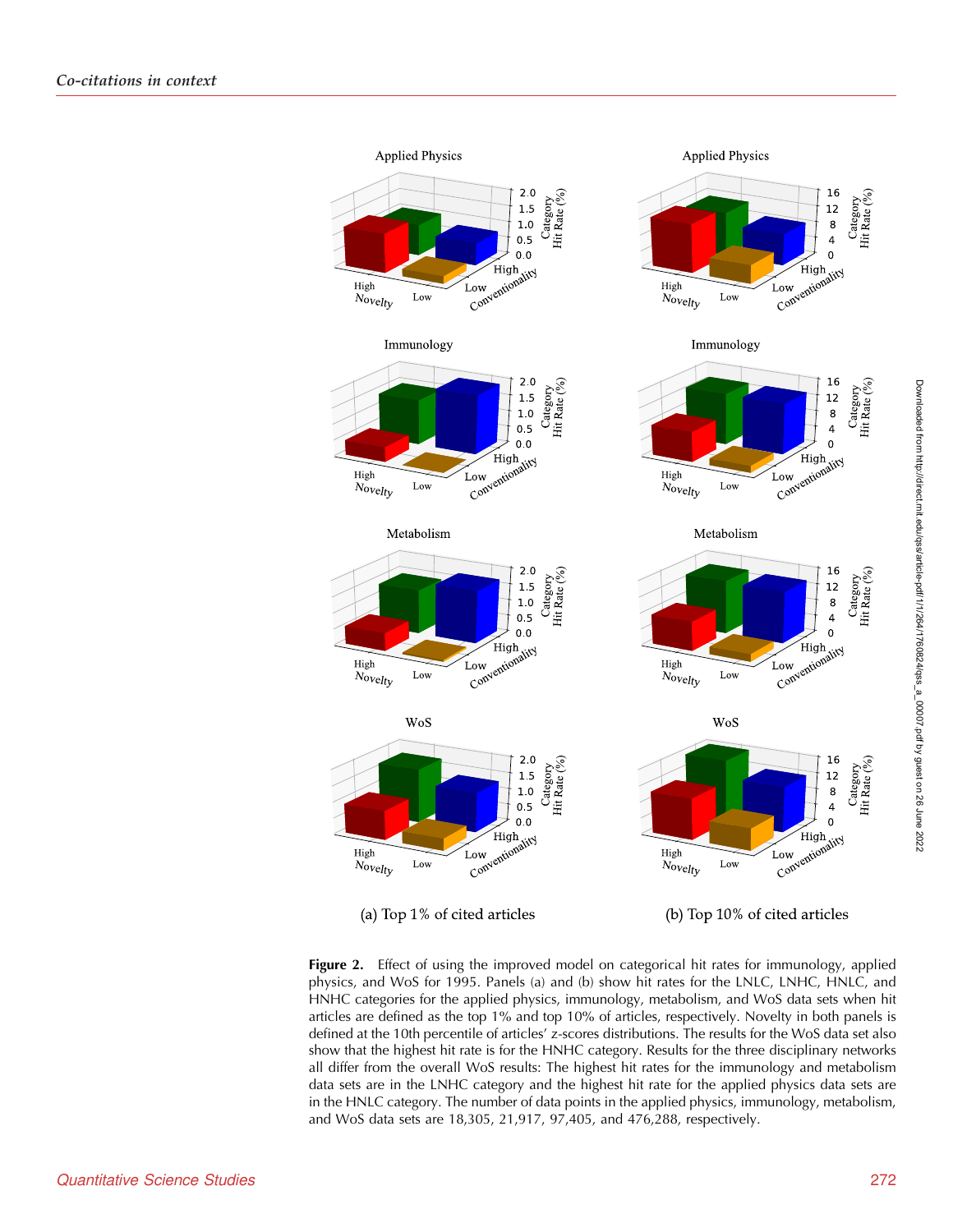(a) Top 1% of cited articles

(b) Top 10% of cited articles

**Figure 2.** Effect of using the improved model on categorical hit rates for immunology, applied physics, and WoS for 1995. Panels (a) and (b) show hit rates for the LNLC, LNHC, HNLC, and HNHC categories for the applied physics, immunology, metabolism, and WoS data sets when hit articles are defined as the top 1% and top 10% of articles, respectively. Novelty in both panels is defined at the 10th percentile of articles' z-scores distributions. The results for the WoS data set also show that the highest hit rate is for the HNHC category. Results for the three disciplinary networks all differ from the overall WoS results: The highest hit rates for the immunology and metabolism data sets are in the LNHC category and the highest hit rate for the applied physics data sets are in the HNLC category. The number of data points in the applied physics, immunology, metabolism, and WoS data sets are 18,305, 21,917, 97,405, and 476,288, respectively.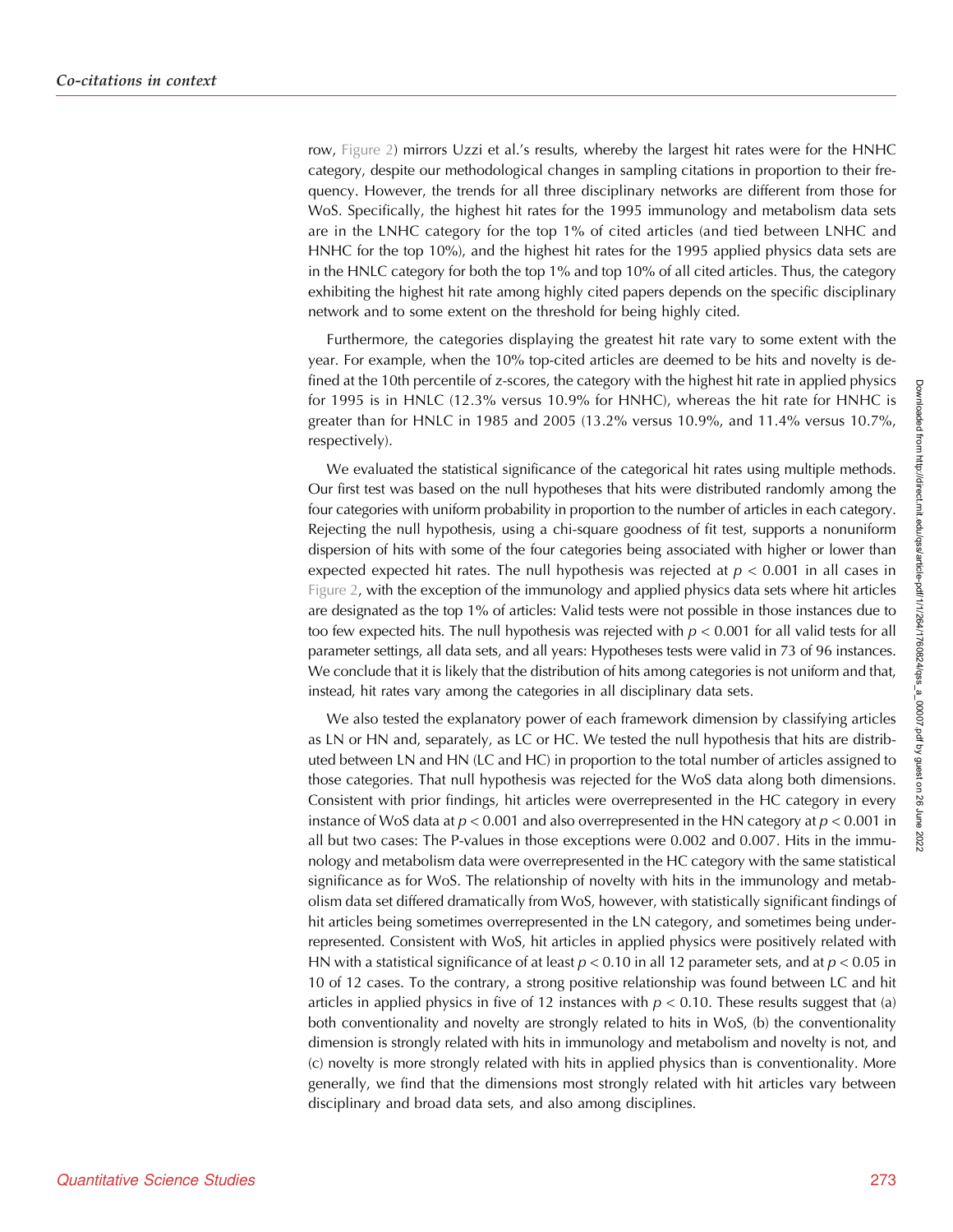row, Figure 2) mirrors Uzzi et al.'s results, whereby the largest hit rates were for the HNHC category, despite our methodological changes in sampling citations in proportion to their frequency. However, the trends for all three disciplinary networks are different from those for WoS. Specifically, the highest hit rates for the 1995 immunology and metabolism data sets are in the LNHC category for the top 1% of cited articles (and tied between LNHC and HNHC for the top 10%), and the highest hit rates for the 1995 applied physics data sets are in the HNLC category for both the top 1% and top 10% of all cited articles. Thus, the category exhibiting the highest hit rate among highly cited papers depends on the specific disciplinary network and to some extent on the threshold for being highly cited.

Furthermore, the categories displaying the greatest hit rate vary to some extent with the year. For example, when the 10% top-cited articles are deemed to be hits and novelty is defined at the 10th percentile of z-scores, the category with the highest hit rate in applied physics for 1995 is in HNLC (12.3% versus 10.9% for HNHC), whereas the hit rate for HNHC is greater than for HNLC in 1985 and 2005 (13.2% versus 10.9%, and 11.4% versus 10.7%, respectively).

We evaluated the statistical significance of the categorical hit rates using multiple methods. Our first test was based on the null hypotheses that hits were distributed randomly among the four categories with uniform probability in proportion to the number of articles in each category. Rejecting the null hypothesis, using a chi-square goodness of fit test, supports a nonuniform dispersion of hits with some of the four categories being associated with higher or lower than expected expected hit rates. The null hypothesis was rejected at $p < 0.001$ in all cases in Figure 2, with the exception of the immunology and applied physics data sets where hit articles are designated as the top 1% of articles: Valid tests were not possible in those instances due to too few expected hits. The null hypothesis was rejected with $p < 0.001$ for all valid tests for all parameter settings, all data sets, and all years: Hypotheses tests were valid in 73 of 96 instances. We conclude that it is likely that the distribution of hits among categories is not uniform and that, instead, hit rates vary among the categories in all disciplinary data sets.

We also tested the explanatory power of each framework dimension by classifying articles as LN or HN and, separately, as LC or HC. We tested the null hypothesis that hits are distributed between LN and HN (LC and HC) in proportion to the total number of articles assigned to those categories. That null hypothesis was rejected for the WoS data along both dimensions. Consistent with prior findings, hit articles were overrepresented in the HC category in every instance of WoS data at $p < 0.001$ and also overrepresented in the HN category at $p < 0.001$ in all but two cases: The P-values in those exceptions were 0.002 and 0.007. Hits in the immunology and metabolism data were overrepresented in the HC category with the same statistical significance as for WoS. The relationship of novelty with hits in the immunology and metabolism data set differed dramatically from WoS, however, with statistically significant findings of hit articles being sometimes overrepresented in the LN category, and sometimes being underrepresented. Consistent with WoS, hit articles in applied physics were positively related with HN with a statistical significance of at least $p < 0.10$ in all 12 parameter sets, and at $p < 0.05$ in 10 of 12 cases. To the contrary, a strong positive relationship was found between LC and hit articles in applied physics in five of 12 instances with $p < 0.10$. These results suggest that (a) both conventionality and novelty are strongly related to hits in WoS, (b) the conventionality dimension is strongly related with hits in immunology and metabolism and novelty is not, and (c) novelty is more strongly related with hits in applied physics than is conventionality. More generally, we find that the dimensions most strongly related with hit articles vary between disciplinary and broad data sets, and also among disciplines.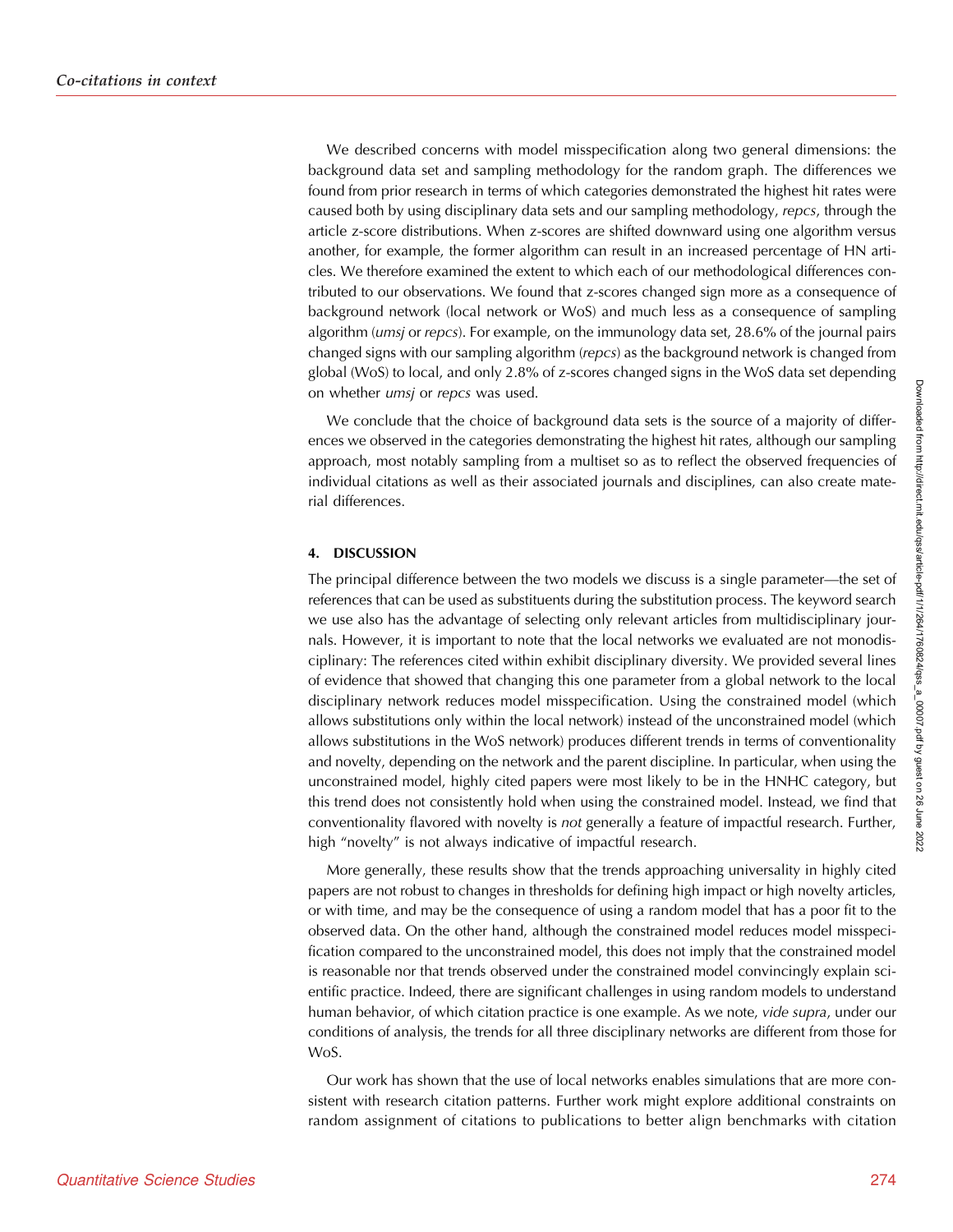We described concerns with model misspecification along two general dimensions: the background data set and sampling methodology for the random graph. The differences we found from prior research in terms of which categories demonstrated the highest hit rates were caused both by using disciplinary data sets and our sampling methodology, *repcs*, through the article z-score distributions. When z-scores are shifted downward using one algorithm versus another, for example, the former algorithm can result in an increased percentage of HN articles. We therefore examined the extent to which each of our methodological differences contributed to our observations. We found that z-scores changed sign more as a consequence of background network (local network or WoS) and much less as a consequence of sampling algorithm (*umsj* or *repcs*). For example, on the immunology data set, 28.6% of the journal pairs changed signs with our sampling algorithm (*repcs*) as the background network is changed from global (WoS) to local, and only 2.8% of z-scores changed signs in the WoS data set depending on whether *umsj* or *repcs* was used.

We conclude that the choice of background data sets is the source of a majority of differences we observed in the categories demonstrating the highest hit rates, although our sampling approach, most notably sampling from a multiset so as to reflect the observed frequencies of individual citations as well as their associated journals and disciplines, can also create material differences.

## 4. DISCUSSION

The principal difference between the two models we discuss is a single parameter—the set of references that can be used as substituents during the substitution process. The keyword search we use also has the advantage of selecting only relevant articles from multidisciplinary journals. However, it is important to note that the local networks we evaluated are not monodisciplinary: The references cited within exhibit disciplinary diversity. We provided several lines of evidence that showed that changing this one parameter from a global network to the local disciplinary network reduces model misspecification. Using the constrained model (which allows substitutions only within the local network) instead of the unconstrained model (which allows substitutions in the WoS network) produces different trends in terms of conventionality and novelty, depending on the network and the parent discipline. In particular, when using the unconstrained model, highly cited papers were most likely to be in the HNHC category, but this trend does not consistently hold when using the constrained model. Instead, we find that conventionality flavored with novelty is *not* generally a feature of impactful research. Further, high "novelty" is not always indicative of impactful research.

More generally, these results show that the trends approaching universality in highly cited papers are not robust to changes in thresholds for defining high impact or high novelty articles, or with time, and may be the consequence of using a random model that has a poor fit to the observed data. On the other hand, although the constrained model reduces model misspecification compared to the unconstrained model, this does not imply that the constrained model is reasonable nor that trends observed under the constrained model convincingly explain scientific practice. Indeed, there are significant challenges in using random models to understand human behavior, of which citation practice is one example. As we note, *vide supra*, under our conditions of analysis, the trends for all three disciplinary networks are different from those for WoS.

Our work has shown that the use of local networks enables simulations that are more consistent with research citation patterns. Further work might explore additional constraints on random assignment of citations to publications to better align benchmarks with citation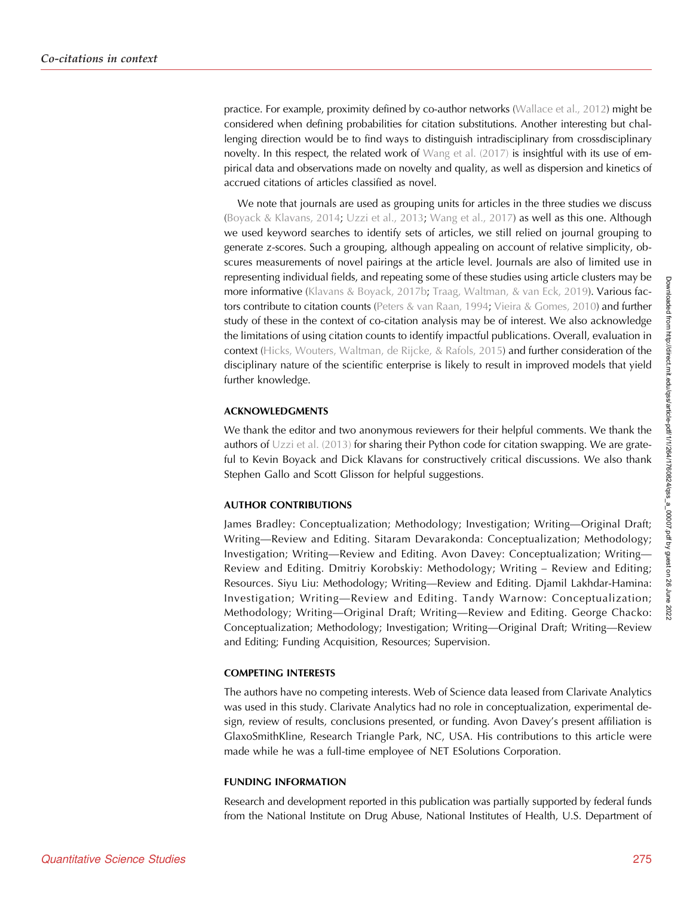practice. For example, proximity defined by co-author networks (Wallace et al., 2012) might be considered when defining probabilities for citation substitutions. Another interesting but challenging direction would be to find ways to distinguish intradisciplinary from crossdisciplinary novelty. In this respect, the related work of Wang et al. (2017) is insightful with its use of empirical data and observations made on novelty and quality, as well as dispersion and kinetics of accrued citations of articles classified as novel.

We note that journals are used as grouping units for articles in the three studies we discuss (Boyack & Klavans, 2014; Uzzi et al., 2013; Wang et al., 2017) as well as this one. Although we used keyword searches to identify sets of articles, we still relied on journal grouping to generate z-scores. Such a grouping, although appealing on account of relative simplicity, obscures measurements of novel pairings at the article level. Journals are also of limited use in representing individual fields, and repeating some of these studies using article clusters may be more informative (Klavans & Boyack, 2017b; Traag, Waltman, & van Eck, 2019). Various factors contribute to citation counts (Peters & van Raan, 1994; Vieira & Gomes, 2010) and further study of these in the context of co-citation analysis may be of interest. We also acknowledge the limitations of using citation counts to identify impactful publications. Overall, evaluation in context (Hicks, Wouters, Waltman, de Rijcke, & Rafols, 2015) and further consideration of the disciplinary nature of the scientific enterprise is likely to result in improved models that yield further knowledge.

## ACKNOWLEDGMENTS

We thank the editor and two anonymous reviewers for their helpful comments. We thank the authors of Uzzi et al. (2013) for sharing their Python code for citation swapping. We are grateful to Kevin Boyack and Dick Klavans for constructively critical discussions. We also thank Stephen Gallo and Scott Glisson for helpful suggestions.

## AUTHOR CONTRIBUTIONS

James Bradley: Conceptualization; Methodology; Investigation; Writing—Original Draft; Writing—Review and Editing. Sitaram Devarakonda: Conceptualization; Methodology; Investigation; Writing—Review and Editing. Avon Davey: Conceptualization; Writing—Review and Editing. Dmitriy Korobskiy: Methodology; Writing – Review and Editing; Resources. Siyu Liu: Methodology; Writing—Review and Editing. Djamil Lakhdar-Hamina: Investigation; Writing—Review and Editing. Tandy Warnow: Conceptualization; Methodology; Writing—Original Draft; Writing—Review and Editing. George Chacko: Conceptualization; Methodology; Investigation; Writing—Original Draft; Writing—Review and Editing; Funding Acquisition, Resources; Supervision.

## COMPETING INTERESTS

The authors have no competing interests. Web of Science data leased from Clarivate Analytics was used in this study. Clarivate Analytics had no role in conceptualization, experimental design, review of results, conclusions presented, or funding. Avon Davey's present affiliation is GlaxoSmithKline, Research Triangle Park, NC, USA. His contributions to this article were made while he was a full-time employee of NET ESolutions Corporation.

## FUNDING INFORMATION

Research and development reported in this publication was partially supported by federal funds from the National Institute on Drug Abuse, National Institutes of Health, U.S. Department of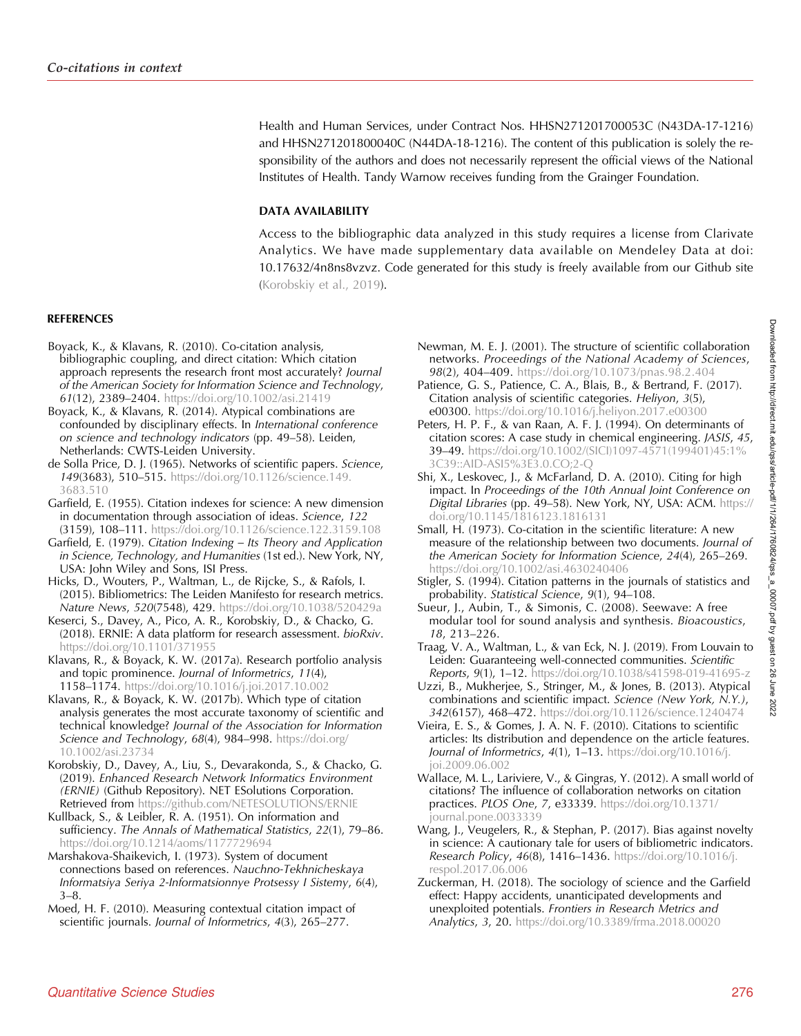Health and Human Services, under Contract Nos. HHSN271201700053C (N43DA-17-1216) and HHSN271201800040C (N44DA-18-1216). The content of this publication is solely the responsibility of the authors and does not necessarily represent the official views of the National Institutes of Health. Tandy Warnow receives funding from the Grainger Foundation.

## DATA AVAILABILITY

Access to the bibliographic data analyzed in this study requires a license from Clarivate Analytics. We have made supplementary data available on Mendeley Data at doi: 10.17632/4n8ns8vzvz. Code generated for this study is freely available from our Github site (Korobskiy et al., 2019).

## REFERENCES

Boyack, K., & Klavans, R. (2010). Co-citation analysis, bibliographic coupling, and direct citation: Which citation approach represents the research front most accurately? *Journal of the American Society for Information Science and Technology*, *61*(12), 2389–2404. https://doi.org/10.1002/asi.21419

Boyack, K., & Klavans, R. (2014). Atypical combinations are confounded by disciplinary effects. In *International conference on science and technology indicators* (pp. 49–58). Leiden, Netherlands: CWTS-Leiden University.

de Solla Price, D. J. (1965). Networks of scientific papers. *Science*, *149*(3683), 510–515. https://doi.org/10.1126/science.149.3683.510

Garfield, E. (1955). Citation indexes for science: A new dimension in documentation through association of ideas. *Science*, *122* (3159), 108–111. https://doi.org/10.1126/science.122.3159.108

Garfield, E. (1979). *Citation Indexing – Its Theory and Application in Science, Technology, and Humanities* (1st ed.). New York, NY, USA: John Wiley and Sons, ISI Press.

Hicks, D., Wouters, P., Waltman, L., de Rijcke, S., & Rafols, I. (2015). Bibliometrics: The Leiden Manifesto for research metrics. *Nature News*, *520*(7548), 429. https://doi.org/10.1038/520429a

Keserci, S., Davey, A., Pico, A. R., Korobskiy, D., & Chacko, G. (2018). ERNIE: A data platform for research assessment. *bioRxiv*. https://doi.org/10.1101/371955

Klavans, R., & Boyack, K. W. (2017a). Research portfolio analysis and topic prominence. *Journal of Informetrics*, *11*(4), 1158–1174. https://doi.org/10.1016/j.joi.2017.10.002

Klavans, R., & Boyack, K. W. (2017b). Which type of citation analysis generates the most accurate taxonomy of scientific and technical knowledge? *Journal of the Association for Information Science and Technology*, *68*(4), 984–998. https://doi.org/10.1002/asi.23734

Korobskiy, D., Davey, A., Liu, S., Devarakonda, S., & Chacko, G. (2019). *Enhanced Research Network Informatics Environment (ERNIE)* (Github Repository). NET ESolutions Corporation. Retrieved from https://github.com/NETESOLUTIONS/ERNIE

Kullback, S., & Leibler, R. A. (1951). On information and sufficiency. *The Annals of Mathematical Statistics*, *22*(1), 79–86. https://doi.org/10.1214/aoms/1177729694

Marshakova-Shaikevich, I. (1973). System of document connections based on references. *Nauchno-Tekhnicheskaya Informatsiya Seriya 2-Informatsionnye Protsessy I Sistemy*, *6*(4), 3–8.

Moed, H. F. (2010). Measuring contextual citation impact of scientific journals. *Journal of Informetrics*, *4*(3), 265–277.

Newman, M. E. J. (2001). The structure of scientific collaboration networks. *Proceedings of the National Academy of Sciences*, *98*(2), 404–409. https://doi.org/10.1073/pnas.98.2.404

Patience, G. S., Patience, C. A., Blais, B., & Bertrand, F. (2017). Citation analysis of scientific categories. *Heliyon*, *3*(5), e00300. https://doi.org/10.1016/j.heliyon.2017.e00300

Peters, H. P. F., & van Raan, A. F. J. (1994). On determinants of citation scores: A case study in chemical engineering. *JASIS*, *45*, 39–49. https://doi.org/10.1002/(SICI)1097-4571(199401)45:1%3C39::AID-ASI5%3E3.0.CO;2-Q

Shi, X., Leskovec, J., & McFarland, D. A. (2010). Citing for high impact. In *Proceedings of the 10th Annual Joint Conference on Digital Libraries* (pp. 49–58). New York, NY, USA: ACM. https://doi.org/10.1145/1816123.1816131

Small, H. (1973). Co-citation in the scientific literature: A new measure of the relationship between two documents. *Journal of the American Society for Information Science*, *24*(4), 265–269. https://doi.org/10.1002/asi.4630240406

Stigler, S. (1994). Citation patterns in the journals of statistics and probability. *Statistical Science*, *9*(1), 94–108.

Sueur, J., Aubin, T., & Simonis, C. (2008). Seewave: A free modular tool for sound analysis and synthesis. *Bioacoustics*, *18*, 213–226.

Traag, V. A., Waltman, L., & van Eck, N. J. (2019). From Louvain to Leiden: Guaranteeing well-connected communities. *Scientific Reports*, *9*(1), 1–12. https://doi.org/10.1038/s41598-019-41695-z

Uzzi, B., Mukherjee, S., Stringer, M., & Jones, B. (2013). Atypical combinations and scientific impact. *Science (New York, N.Y.)*, *342*(6157), 468–472. https://doi.org/10.1126/science.1240474

Vieira, E. S., & Gomes, J. A. N. F. (2010). Citations to scientific articles: Its distribution and dependence on the article features. *Journal of Informetrics*, *4*(1), 1–13. https://doi.org/10.1016/j.joi.2009.06.002

Wallace, M. L., Lariviere, V., & Gingras, Y. (2012). A small world of citations? The influence of collaboration networks on citation practices. *PLOS One*, *7*, e33339. https://doi.org/10.1371/journal.pone.0033339

Wang, J., Veugelers, R., & Stephan, P. (2017). Bias against novelty in science: A cautionary tale for users of bibliometric indicators. *Research Policy*, *46*(8), 1416–1436. https://doi.org/10.1016/j.respol.2017.06.006

Zuckerman, H. (2018). The sociology of science and the Garfield effect: Happy accidents, unanticipated developments and unexploited potentials. *Frontiers in Research Metrics and Analytics*, *3*, 20. https://doi.org/10.3389/frma.2018.00020